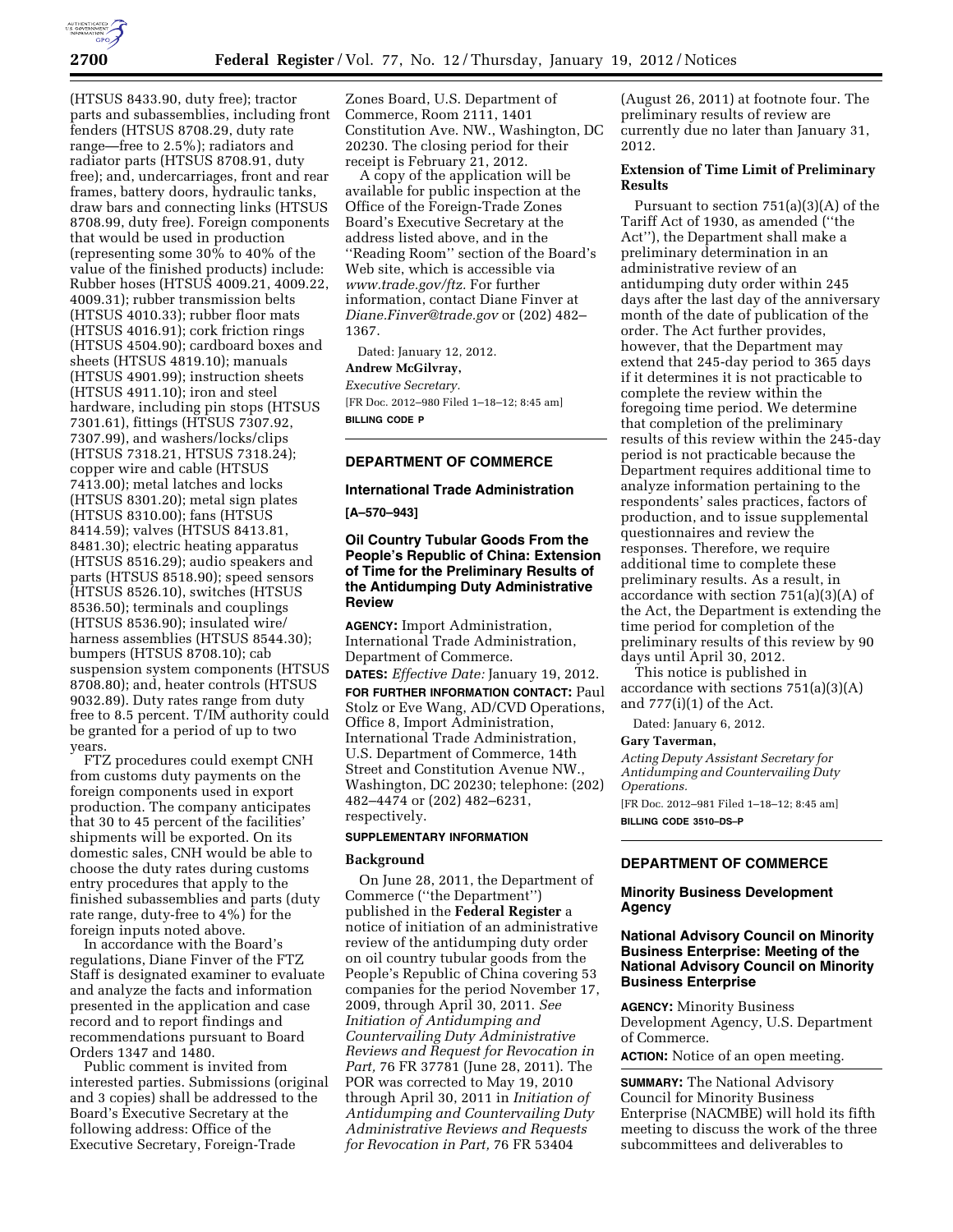(HTSUS 8433.90, duty free); tractor parts and subassemblies, including front fenders (HTSUS 8708.29, duty rate range—free to 2.5%); radiators and radiator parts (HTSUS 8708.91, duty free); and, undercarriages, front and rear frames, battery doors, hydraulic tanks, draw bars and connecting links (HTSUS 8708.99, duty free). Foreign components that would be used in production (representing some 30% to 40% of the value of the finished products) include: Rubber hoses (HTSUS 4009.21, 4009.22, 4009.31); rubber transmission belts (HTSUS 4010.33); rubber floor mats (HTSUS 4016.91); cork friction rings (HTSUS 4504.90); cardboard boxes and sheets (HTSUS 4819.10); manuals (HTSUS 4901.99); instruction sheets (HTSUS 4911.10); iron and steel hardware, including pin stops (HTSUS 7301.61), fittings (HTSUS 7307.92, 7307.99), and washers/locks/clips (HTSUS 7318.21, HTSUS 7318.24); copper wire and cable (HTSUS 7413.00); metal latches and locks (HTSUS 8301.20); metal sign plates (HTSUS 8310.00); fans (HTSUS 8414.59); valves (HTSUS 8413.81, 8481.30); electric heating apparatus (HTSUS 8516.29); audio speakers and parts (HTSUS 8518.90); speed sensors (HTSUS 8526.10), switches (HTSUS 8536.50); terminals and couplings (HTSUS 8536.90); insulated wire/harness assemblies (HTSUS 8544.30); bumpers (HTSUS 8708.10); cab suspension system components (HTSUS 8708.80); and, heater controls (HTSUS 9032.89). Duty rates range from duty free to 8.5 percent. T/IM authority could be granted for a period of up to two years.

FTZ procedures could exempt CNH from customs duty payments on the foreign components used in export production. The company anticipates that 30 to 45 percent of the facilities' shipments will be exported. On its domestic sales, CNH would be able to choose the duty rates during customs entry procedures that apply to the finished subassemblies and parts (duty rate range, duty-free to 4%) for the foreign inputs noted above.

In accordance with the Board's regulations, Diane Finver of the FTZ Staff is designated examiner to evaluate and analyze the facts and information presented in the application and case record and to report findings and recommendations pursuant to Board Orders 1347 and 1480.

Public comment is invited from interested parties. Submissions (original and 3 copies) shall be addressed to the Board's Executive Secretary at the following address: Office of the Executive Secretary, Foreign-Trade Zones Board, U.S. Department of Commerce, Room 2111, 1401 Constitution Ave. NW., Washington, DC 20230. The closing period for their receipt is February 21, 2012.

A copy of the application will be available for public inspection at the Office of the Foreign-Trade Zones Board's Executive Secretary at the address listed above, and in the "Reading Room" section of the Board's Web site, which is accessible via *www.trade.gov/ftz.* For further information, contact Diane Finver at *Diane.Finver@trade.gov* or (202) 482–1367.

Dated: January 12, 2012.

**Andrew McGilvray,**

*Executive Secretary.*

[FR Doc. 2012–980 Filed 1–18–12; 8:45 am]

**BILLING CODE P**

## DEPARTMENT OF COMMERCE

### International Trade Administration

**[A–570–943]**

### Oil Country Tubular Goods From the People's Republic of China: Extension of Time for the Preliminary Results of the Antidumping Duty Administrative Review

**AGENCY:** Import Administration, International Trade Administration, Department of Commerce.

**DATES:** *Effective Date:* January 19, 2012.

**FOR FURTHER INFORMATION CONTACT:** Paul Stolz or Eve Wang, AD/CVD Operations, Office 8, Import Administration, International Trade Administration, U.S. Department of Commerce, 14th Street and Constitution Avenue NW., Washington, DC 20230; telephone: (202) 482–4474 or (202) 482–6231, respectively.

**SUPPLEMENTARY INFORMATION**

**Background**

On June 28, 2011, the Department of Commerce ("the Department") published in the **Federal Register** a notice of initiation of an administrative review of the antidumping duty order on oil country tubular goods from the People's Republic of China covering 53 companies for the period November 17, 2009, through April 30, 2011. *See Initiation of Antidumping and Countervailing Duty Administrative Reviews and Request for Revocation in Part,* 76 FR 37781 (June 28, 2011). The POR was corrected to May 19, 2010 through April 30, 2011 in *Initiation of Antidumping and Countervailing Duty Administrative Reviews and Requests for Revocation in Part,* 76 FR 53404 (August 26, 2011) at footnote four. The preliminary results of review are currently due no later than January 31, 2012.

**Extension of Time Limit of Preliminary Results**

Pursuant to section 751(a)(3)(A) of the Tariff Act of 1930, as amended ("the Act"), the Department shall make a preliminary determination in an administrative review of an antidumping duty order within 245 days after the last day of the anniversary month of the date of publication of the order. The Act further provides, however, that the Department may extend that 245-day period to 365 days if it determines it is not practicable to complete the review within the foregoing time period. We determine that completion of the preliminary results of this review within the 245-day period is not practicable because the Department requires additional time to analyze information pertaining to the respondents' sales practices, factors of production, and to issue supplemental questionnaires and review the responses. Therefore, we require additional time to complete these preliminary results. As a result, in accordance with section 751(a)(3)(A) of the Act, the Department is extending the time period for completion of the preliminary results of this review by 90 days until April 30, 2012.

This notice is published in accordance with sections 751(a)(3)(A) and 777(i)(1) of the Act.

Dated: January 6, 2012.

**Gary Taverman,**

*Acting Deputy Assistant Secretary for Antidumping and Countervailing Duty Operations.*

[FR Doc. 2012–981 Filed 1–18–12; 8:45 am]

**BILLING CODE 3510–DS–P**

## DEPARTMENT OF COMMERCE

### Minority Business Development Agency

### National Advisory Council on Minority Business Enterprise: Meeting of the National Advisory Council on Minority Business Enterprise

**AGENCY:** Minority Business Development Agency, U.S. Department of Commerce.

**ACTION:** Notice of an open meeting.

**SUMMARY:** The National Advisory Council for Minority Business Enterprise (NACMBE) will hold its fifth meeting to discuss the work of the three subcommittees and deliverables to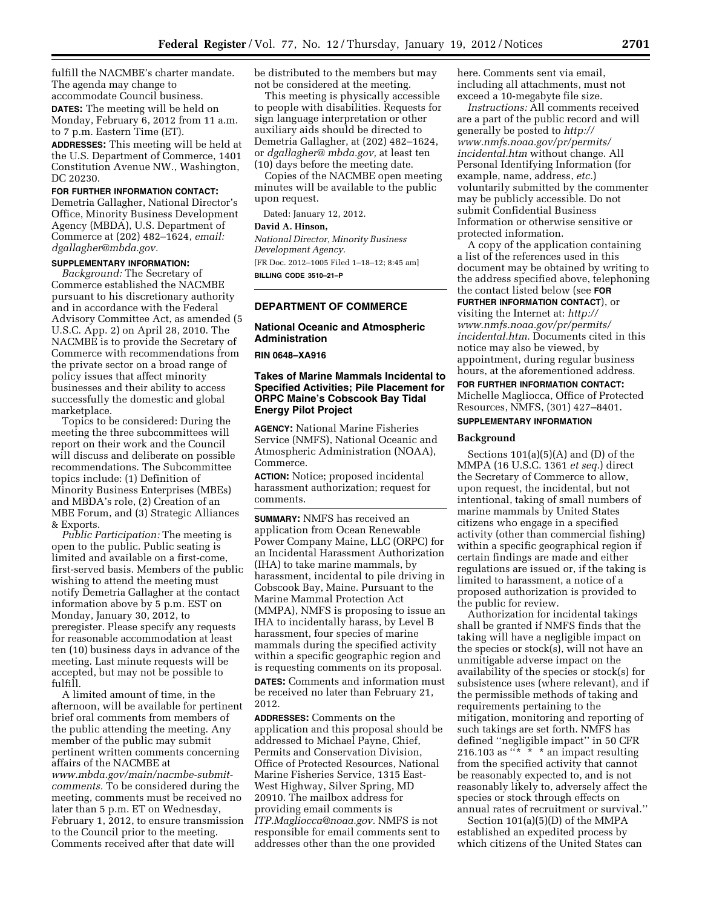fulfill the NACMBE's charter mandate. The agenda may change to accommodate Council business.

**DATES:** The meeting will be held on Monday, February 6, 2012 from 11 a.m. to 7 p.m. Eastern Time (ET).

**ADDRESSES:** This meeting will be held at the U.S. Department of Commerce, 1401 Constitution Avenue NW., Washington, DC 20230.

**FOR FURTHER INFORMATION CONTACT:** Demetria Gallagher, National Director's Office, Minority Business Development Agency (MBDA), U.S. Department of Commerce at (202) 482–1624, *email: dgallagher@mbda.gov.*

**SUPPLEMENTARY INFORMATION:**

*Background:* The Secretary of Commerce established the NACMBE pursuant to his discretionary authority and in accordance with the Federal Advisory Committee Act, as amended (5 U.S.C. App. 2) on April 28, 2010. The NACMBE is to provide the Secretary of Commerce with recommendations from the private sector on a broad range of policy issues that affect minority businesses and their ability to access successfully the domestic and global marketplace.

Topics to be considered: During the meeting the three subcommittees will report on their work and the Council will discuss and deliberate on possible recommendations. The Subcommittee topics include: (1) Definition of Minority Business Enterprises (MBEs) and MBDA's role, (2) Creation of an MBE Forum, and (3) Strategic Alliances & Exports.

*Public Participation:* The meeting is open to the public. Public seating is limited and available on a first-come, first-served basis. Members of the public wishing to attend the meeting must notify Demetria Gallagher at the contact information above by 5 p.m. EST on Monday, January 30, 2012, to preregister. Please specify any requests for reasonable accommodation at least ten (10) business days in advance of the meeting. Last minute requests will be accepted, but may not be possible to fulfill.

A limited amount of time, in the afternoon, will be available for pertinent brief oral comments from members of the public attending the meeting. Any member of the public may submit pertinent written comments concerning affairs of the NACMBE at *www.mbda.gov/main/nacmbe-submit-comments.* To be considered during the meeting, comments must be received no later than 5 p.m. ET on Wednesday, February 1, 2012, to ensure transmission to the Council prior to the meeting. Comments received after that date will be distributed to the members but may not be considered at the meeting.

This meeting is physically accessible to people with disabilities. Requests for sign language interpretation or other auxiliary aids should be directed to Demetria Gallagher, at (202) 482–1624, or *dgallagher@ mbda.gov,* at least ten (10) days before the meeting date.

Copies of the NACMBE open meeting minutes will be available to the public upon request.

Dated: January 12, 2012.

**David A. Hinson,**

*National Director, Minority Business Development Agency.*

[FR Doc. 2012–1005 Filed 1–18–12; 8:45 am]

**BILLING CODE 3510–21–P**

## DEPARTMENT OF COMMERCE

### National Oceanic and Atmospheric Administration

**RIN 0648–XA916**

### Takes of Marine Mammals Incidental to Specified Activities; Pile Placement for ORPC Maine's Cobscook Bay Tidal Energy Pilot Project

**AGENCY:** National Marine Fisheries Service (NMFS), National Oceanic and Atmospheric Administration (NOAA), Commerce.

**ACTION:** Notice; proposed incidental harassment authorization; request for comments.

**SUMMARY:** NMFS has received an application from Ocean Renewable Power Company Maine, LLC (ORPC) for an Incidental Harassment Authorization (IHA) to take marine mammals, by harassment, incidental to pile driving in Cobscook Bay, Maine. Pursuant to the Marine Mammal Protection Act (MMPA), NMFS is proposing to issue an IHA to incidentally harass, by Level B harassment, four species of marine mammals during the specified activity within a specific geographic region and is requesting comments on its proposal.

**DATES:** Comments and information must be received no later than February 21, 2012.

**ADDRESSES:** Comments on the application and this proposal should be addressed to Michael Payne, Chief, Permits and Conservation Division, Office of Protected Resources, National Marine Fisheries Service, 1315 East-West Highway, Silver Spring, MD 20910. The mailbox address for providing email comments is *ITP.Magliocca@noaa.gov.* NMFS is not responsible for email comments sent to addresses other than the one provided here. Comments sent via email, including all attachments, must not exceed a 10-megabyte file size.

*Instructions:* All comments received are a part of the public record and will generally be posted to *http://www.nmfs.noaa.gov/pr/permits/incidental.htm* without change. All Personal Identifying Information (for example, name, address, *etc.*) voluntarily submitted by the commenter may be publicly accessible. Do not submit Confidential Business Information or otherwise sensitive or protected information.

A copy of the application containing a list of the references used in this document may be obtained by writing to the address specified above, telephoning the contact listed below (see **FOR FURTHER INFORMATION CONTACT**), or visiting the Internet at: *http://www.nmfs.noaa.gov/pr/permits/incidental.htm.* Documents cited in this notice may also be viewed, by appointment, during regular business hours, at the aforementioned address.

**FOR FURTHER INFORMATION CONTACT:** Michelle Magliocca, Office of Protected Resources, NMFS, (301) 427–8401.

**SUPPLEMENTARY INFORMATION**

#### Background

Sections 101(a)(5)(A) and (D) of the MMPA (16 U.S.C. 1361 *et seq.*) direct the Secretary of Commerce to allow, upon request, the incidental, but not intentional, taking of small numbers of marine mammals by United States citizens who engage in a specified activity (other than commercial fishing) within a specific geographical region if certain findings are made and either regulations are issued or, if the taking is limited to harassment, a notice of a proposed authorization is provided to the public for review.

Authorization for incidental takings shall be granted if NMFS finds that the taking will have a negligible impact on the species or stock(s), will not have an unmitigable adverse impact on the availability of the species or stock(s) for subsistence uses (where relevant), and if the permissible methods of taking and requirements pertaining to the mitigation, monitoring and reporting of such takings are set forth. NMFS has defined "negligible impact" in 50 CFR 216.103 as "* * * an impact resulting from the specified activity that cannot be reasonably expected to, and is not reasonably likely to, adversely affect the species or stock through effects on annual rates of recruitment or survival."

Section 101(a)(5)(D) of the MMPA established an expedited process by which citizens of the United States can